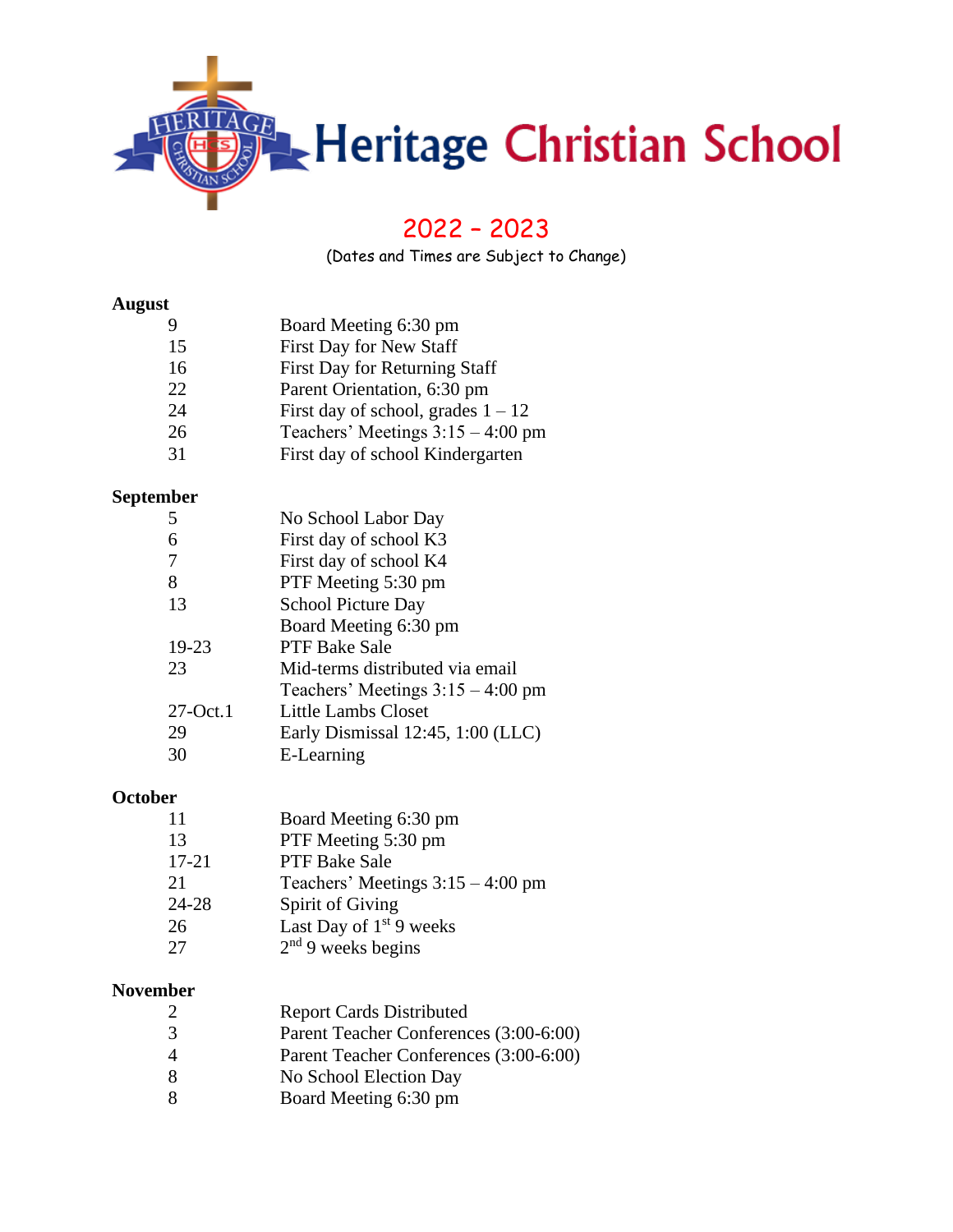# Heritage Christian School

## 2022 – 2023

(Dates and Times are Subject to Change)

### August

| | |
|---|---|
| 9 | Board Meeting 6:30 pm |
| 15 | First Day for New Staff |
| 16 | First Day for Returning Staff |
| 22 | Parent Orientation, 6:30 pm |
| 24 | First day of school, grades 1 – 12 |
| 26 | Teachers' Meetings 3:15 – 4:00 pm |
| 31 | First day of school Kindergarten |

### September

| | |
|---|---|
| 5 | No School Labor Day |
| 6 | First day of school K3 |
| 7 | First day of school K4 |
| 8 | PTF Meeting 5:30 pm |
| 13 | School Picture Day |
| | Board Meeting 6:30 pm |
| 19-23 | PTF Bake Sale |
| 23 | Mid-terms distributed via email |
| | Teachers' Meetings 3:15 – 4:00 pm |
| 27-Oct.1 | Little Lambs Closet |
| 29 | Early Dismissal 12:45, 1:00 (LLC) |
| 30 | E-Learning |

### October

| | |
|---|---|
| 11 | Board Meeting 6:30 pm |
| 13 | PTF Meeting 5:30 pm |
| 17-21 | PTF Bake Sale |
| 21 | Teachers' Meetings 3:15 – 4:00 pm |
| 24-28 | Spirit of Giving |
| 26 | Last Day of 1st 9 weeks |
| 27 | 2nd 9 weeks begins |

### November

| | |
|---|---|
| 2 | Report Cards Distributed |
| 3 | Parent Teacher Conferences (3:00-6:00) |
| 4 | Parent Teacher Conferences (3:00-6:00) |
| 8 | No School Election Day |
| 8 | Board Meeting 6:30 pm |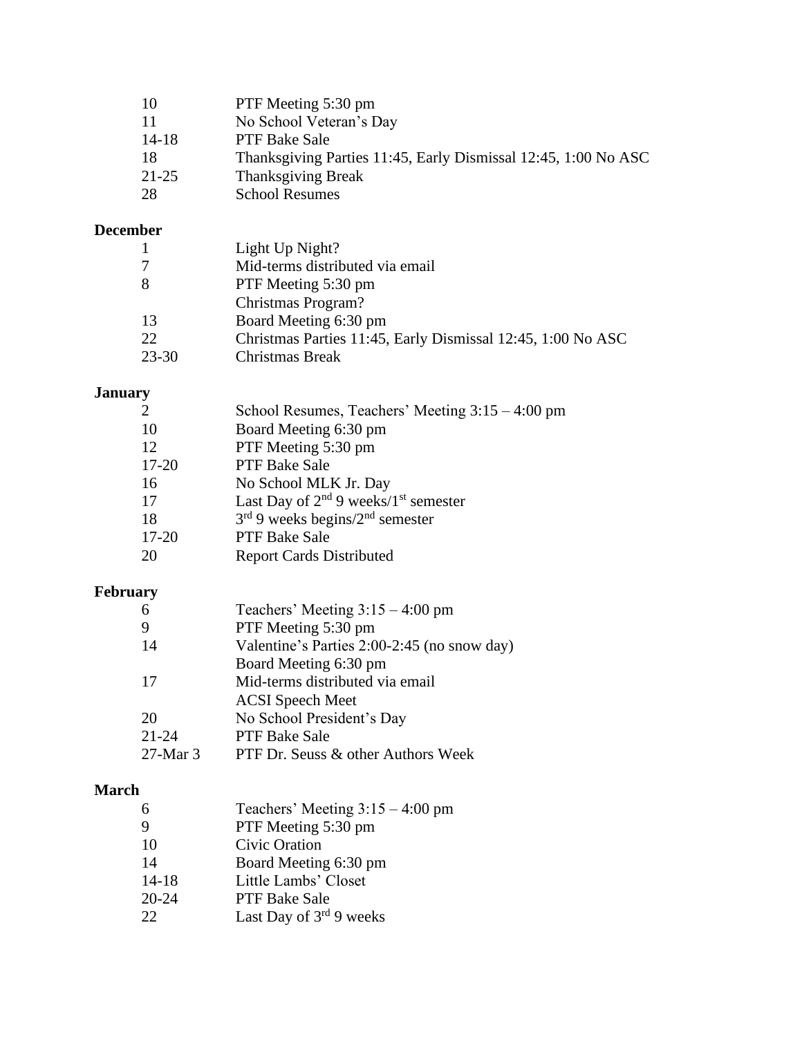| | |
|---|---|
| 10 | PTF Meeting 5:30 pm |
| 11 | No School Veteran's Day |
| 14-18 | PTF Bake Sale |
| 18 | Thanksgiving Parties 11:45, Early Dismissal 12:45, 1:00 No ASC |
| 21-25 | Thanksgiving Break |
| 28 | School Resumes |

**December**

| | |
|---|---|
| 1 | Light Up Night? |
| 7 | Mid-terms distributed via email |
| 8 | PTF Meeting 5:30 pm |
| | Christmas Program? |
| 13 | Board Meeting 6:30 pm |
| 22 | Christmas Parties 11:45, Early Dismissal 12:45, 1:00 No ASC |
| 23-30 | Christmas Break |

**January**

| | |
|---|---|
| 2 | School Resumes, Teachers' Meeting 3:15 – 4:00 pm |
| 10 | Board Meeting 6:30 pm |
| 12 | PTF Meeting 5:30 pm |
| 17-20 | PTF Bake Sale |
| 16 | No School MLK Jr. Day |
| 17 | Last Day of 2nd 9 weeks/1st semester |
| 18 | 3rd 9 weeks begins/2nd semester |
| 17-20 | PTF Bake Sale |
| 20 | Report Cards Distributed |

**February**

| | |
|---|---|
| 6 | Teachers' Meeting 3:15 – 4:00 pm |
| 9 | PTF Meeting 5:30 pm |
| 14 | Valentine's Parties 2:00-2:45 (no snow day) |
| | Board Meeting 6:30 pm |
| 17 | Mid-terms distributed via email |
| | ACSI Speech Meet |
| 20 | No School President's Day |
| 21-24 | PTF Bake Sale |
| 27-Mar 3 | PTF Dr. Seuss & other Authors Week |

**March**

| | |
|---|---|
| 6 | Teachers' Meeting 3:15 – 4:00 pm |
| 9 | PTF Meeting 5:30 pm |
| 10 | Civic Oration |
| 14 | Board Meeting 6:30 pm |
| 14-18 | Little Lambs' Closet |
| 20-24 | PTF Bake Sale |
| 22 | Last Day of 3rd 9 weeks |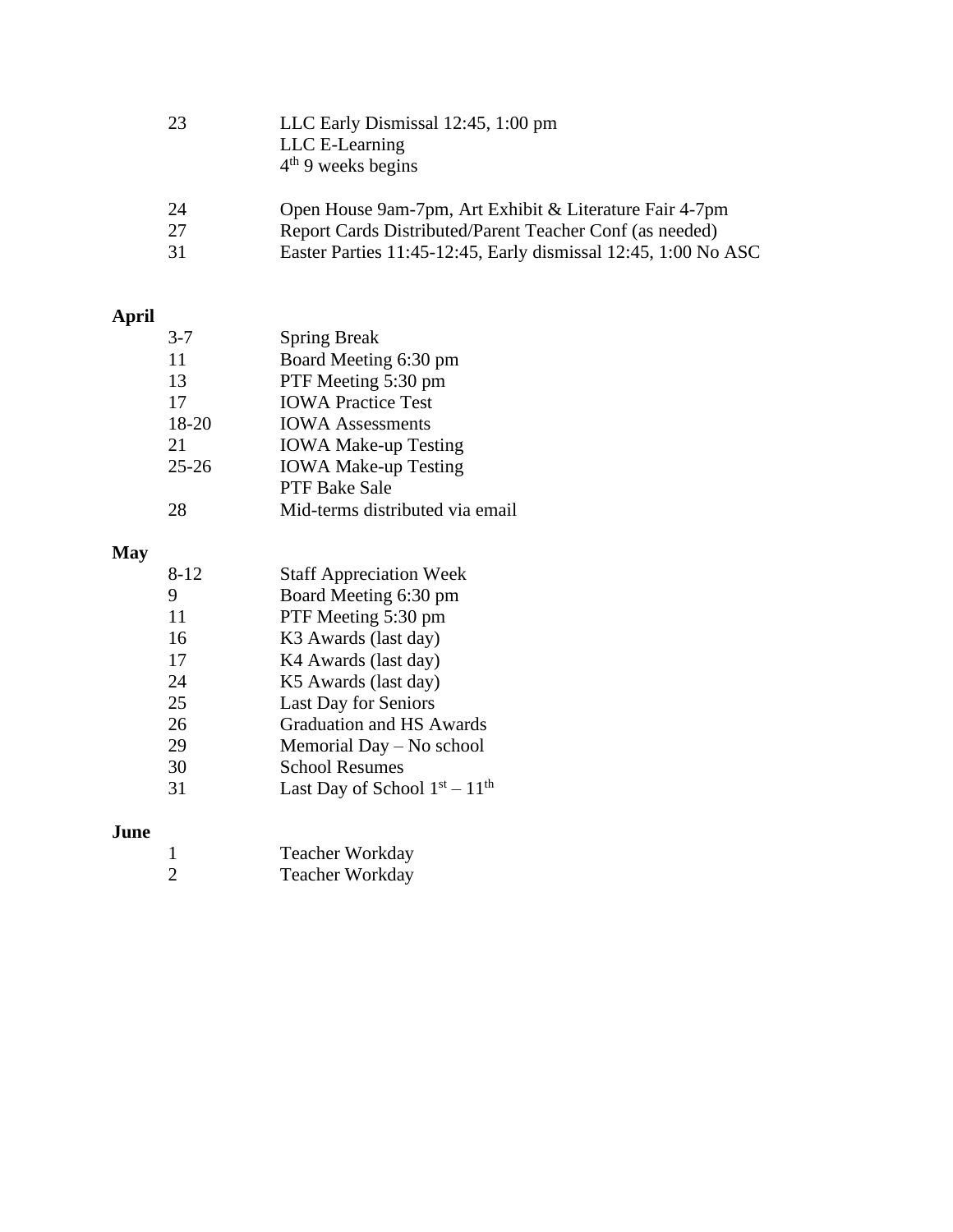| | |
|---|---|
| 23 | LLC Early Dismissal 12:45, 1:00 pm<br>LLC E-Learning<br>4th 9 weeks begins |
| 24 | Open House 9am-7pm, Art Exhibit & Literature Fair 4-7pm |
| 27 | Report Cards Distributed/Parent Teacher Conf (as needed) |
| 31 | Easter Parties 11:45-12:45, Early dismissal 12:45, 1:00 No ASC |

**April**

| | |
|---|---|
| 3-7 | Spring Break |
| 11 | Board Meeting 6:30 pm |
| 13 | PTF Meeting 5:30 pm |
| 17 | IOWA Practice Test |
| 18-20 | IOWA Assessments |
| 21 | IOWA Make-up Testing |
| 25-26 | IOWA Make-up Testing<br>PTF Bake Sale |
| 28 | Mid-terms distributed via email |

**May**

| | |
|---|---|
| 8-12 | Staff Appreciation Week |
| 9 | Board Meeting 6:30 pm |
| 11 | PTF Meeting 5:30 pm |
| 16 | K3 Awards (last day) |
| 17 | K4 Awards (last day) |
| 24 | K5 Awards (last day) |
| 25 | Last Day for Seniors |
| 26 | Graduation and HS Awards |
| 29 | Memorial Day – No school |
| 30 | School Resumes |
| 31 | Last Day of School 1st – 11th |

**June**

| | |
|---|---|
| 1 | Teacher Workday |
| 2 | Teacher Workday |